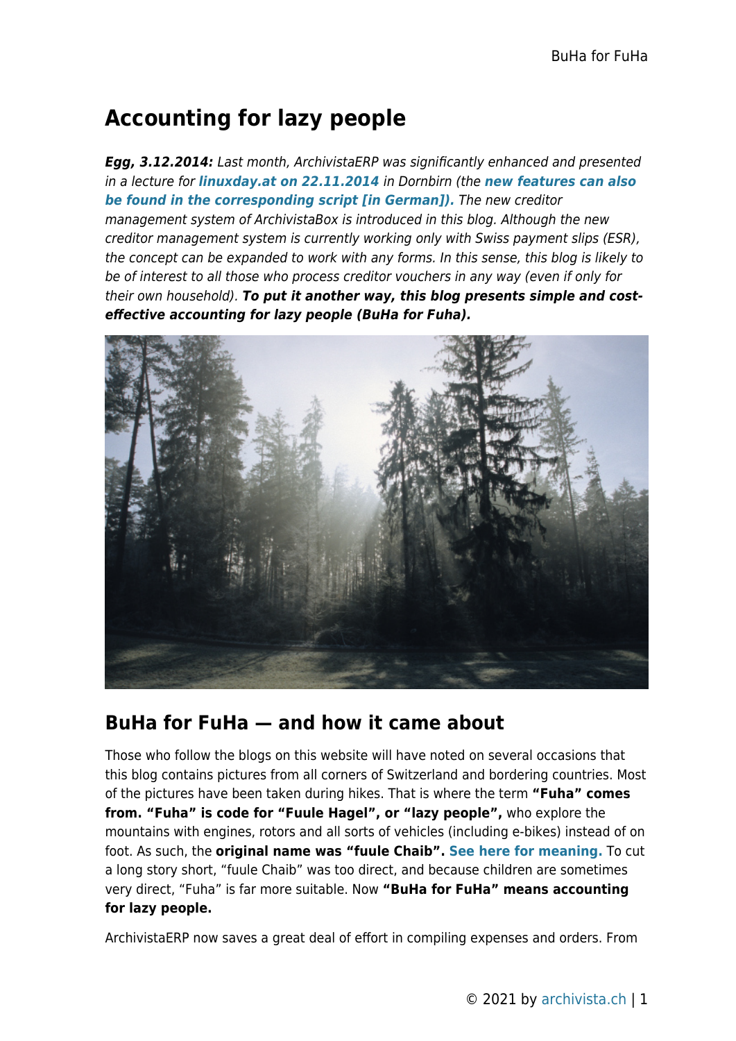# Accounting for lazy people

***Egg, 3.12.2014:*** *Last month, ArchivistaERP was significantly enhanced and presented in a lecture for* ***linuxday.at on 22.11.2014*** *in Dornbirn (the* ***new features can also be found in the corresponding script [in German]).*** *The new creditor management system of ArchivistaBox is introduced in this blog. Although the new creditor management system is currently working only with Swiss payment slips (ESR), the concept can be expanded to work with any forms. In this sense, this blog is likely to be of interest to all those who process creditor vouchers in any way (even if only for their own household).* ***To put it another way, this blog presents simple and cost-effective accounting for lazy people (BuHa for Fuha).***

## BuHa for FuHa — and how it came about

Those who follow the blogs on this website will have noted on several occasions that this blog contains pictures from all corners of Switzerland and bordering countries. Most of the pictures have been taken during hikes. That is where the term **"Fuha" comes from. "Fuha" is code for "Fuule Hagel", or "lazy people",** who explore the mountains with engines, rotors and all sorts of vehicles (including e-bikes) instead of on foot. As such, the **original name was "fuule Chaib". See here for meaning.** To cut a long story short, "fuule Chaib" was too direct, and because children are sometimes very direct, "Fuha" is far more suitable. Now **"BuHa for FuHa" means accounting for lazy people.**

ArchivistaERP now saves a great deal of effort in compiling expenses and orders. From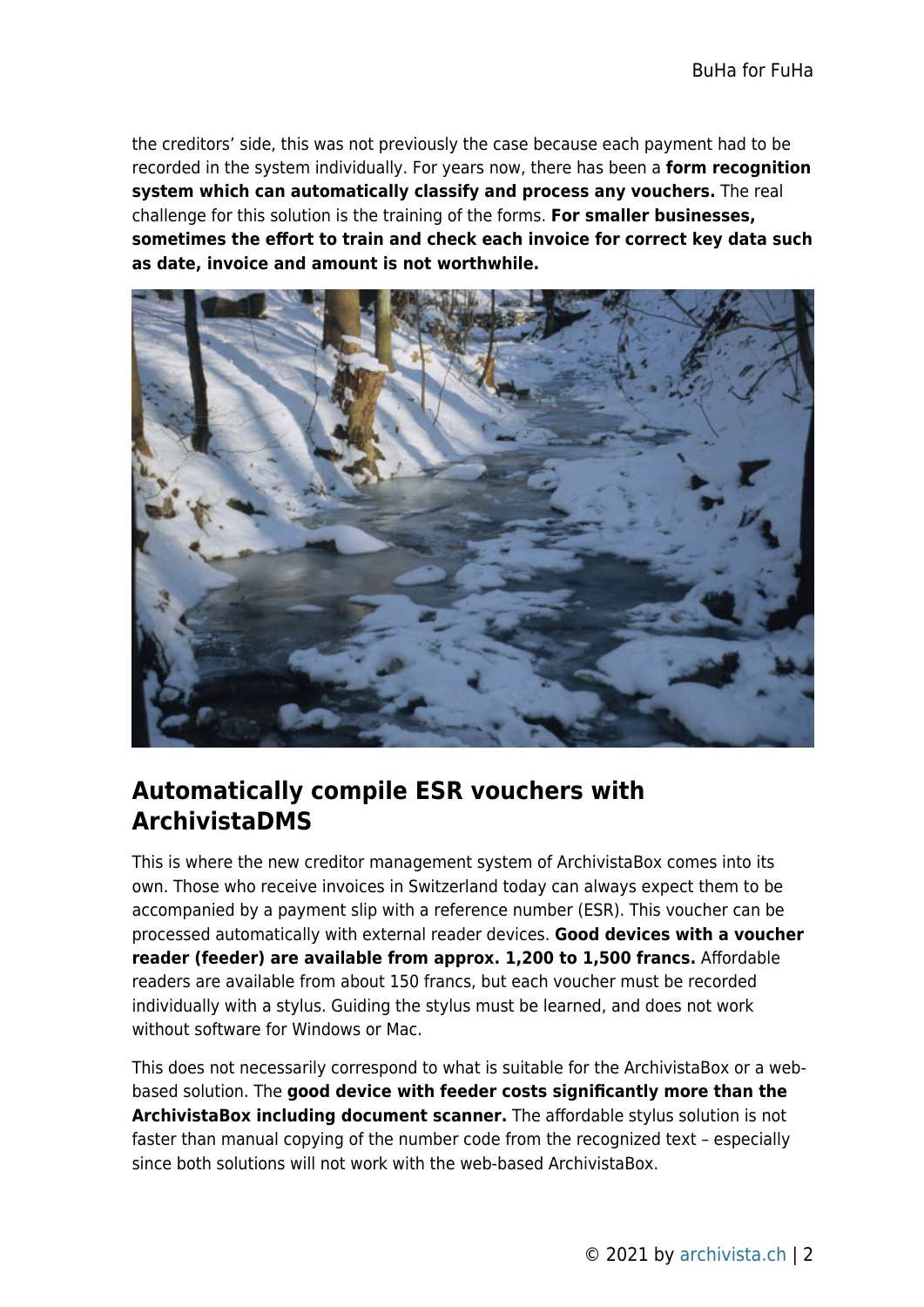the creditors' side, this was not previously the case because each payment had to be recorded in the system individually. For years now, there has been a **form recognition system which can automatically classify and process any vouchers.** The real challenge for this solution is the training of the forms. **For smaller businesses, sometimes the effort to train and check each invoice for correct key data such as date, invoice and amount is not worthwhile.**

## Automatically compile ESR vouchers with ArchivistaDMS

This is where the new creditor management system of ArchivistaBox comes into its own. Those who receive invoices in Switzerland today can always expect them to be accompanied by a payment slip with a reference number (ESR). This voucher can be processed automatically with external reader devices. **Good devices with a voucher reader (feeder) are available from approx. 1,200 to 1,500 francs.** Affordable readers are available from about 150 francs, but each voucher must be recorded individually with a stylus. Guiding the stylus must be learned, and does not work without software for Windows or Mac.

This does not necessarily correspond to what is suitable for the ArchivistaBox or a web-based solution. The **good device with feeder costs significantly more than the ArchivistaBox including document scanner.** The affordable stylus solution is not faster than manual copying of the number code from the recognized text – especially since both solutions will not work with the web-based ArchivistaBox.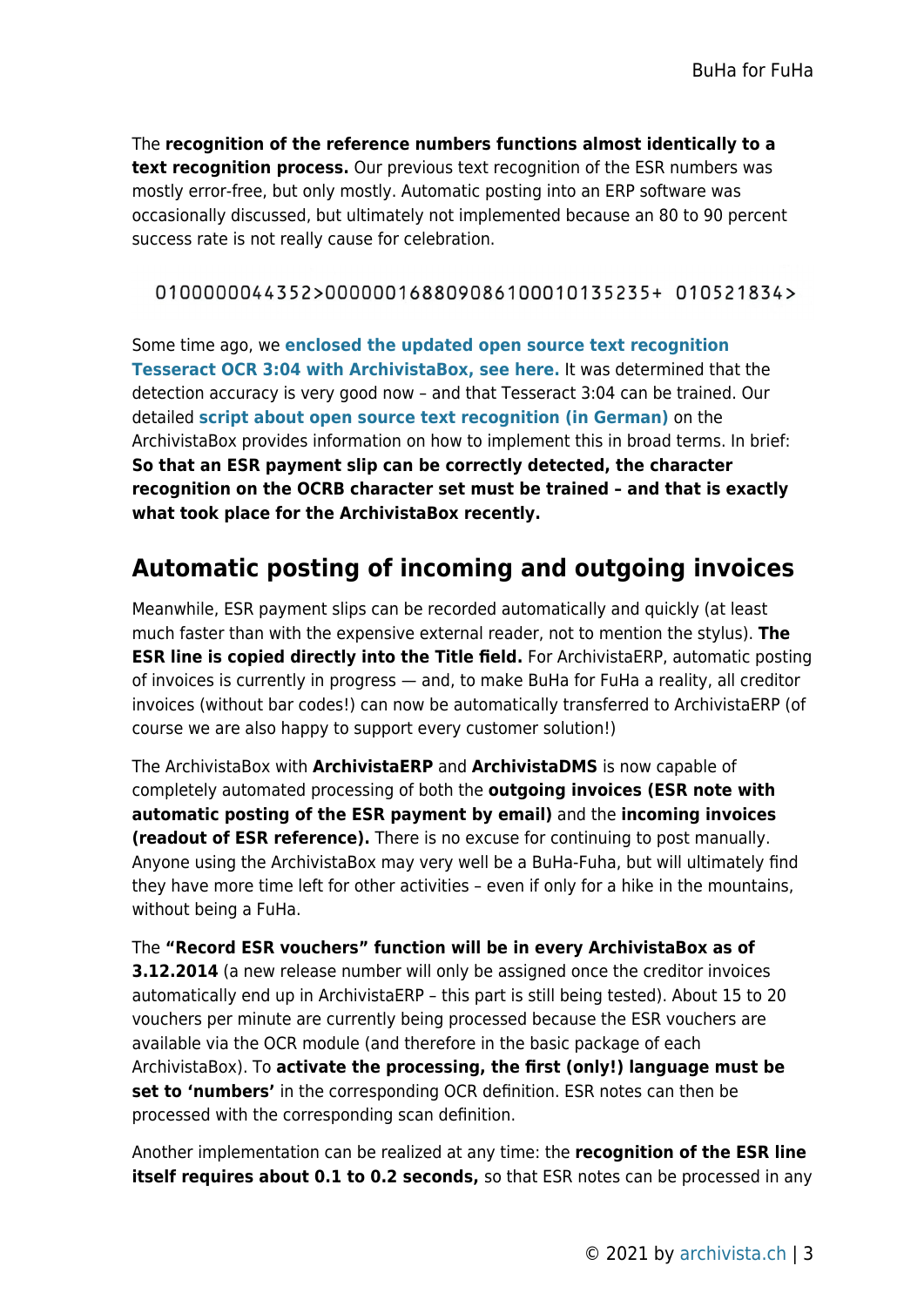The **recognition of the reference numbers functions almost identically to a text recognition process.** Our previous text recognition of the ESR numbers was mostly error-free, but only mostly. Automatic posting into an ERP software was occasionally discussed, but ultimately not implemented because an 80 to 90 percent success rate is not really cause for celebration.

```
0100000044352>000000168809086100010135235+ 010521834>
```

Some time ago, we **enclosed the updated open source text recognition Tesseract OCR 3:04 with ArchivistaBox, see here.** It was determined that the detection accuracy is very good now – and that Tesseract 3:04 can be trained. Our detailed **script about open source text recognition (in German)** on the ArchivistaBox provides information on how to implement this in broad terms. In brief: **So that an ESR payment slip can be correctly detected, the character recognition on the OCRB character set must be trained – and that is exactly what took place for the ArchivistaBox recently.**

## Automatic posting of incoming and outgoing invoices

Meanwhile, ESR payment slips can be recorded automatically and quickly (at least much faster than with the expensive external reader, not to mention the stylus). **The ESR line is copied directly into the Title field.** For ArchivistaERP, automatic posting of invoices is currently in progress — and, to make BuHa for FuHa a reality, all creditor invoices (without bar codes!) can now be automatically transferred to ArchivistaERP (of course we are also happy to support every customer solution!)

The ArchivistaBox with **ArchivistaERP** and **ArchivistaDMS** is now capable of completely automated processing of both the **outgoing invoices (ESR note with automatic posting of the ESR payment by email)** and the **incoming invoices (readout of ESR reference).** There is no excuse for continuing to post manually. Anyone using the ArchivistaBox may very well be a BuHa-Fuha, but will ultimately find they have more time left for other activities – even if only for a hike in the mountains, without being a FuHa.

The **"Record ESR vouchers" function will be in every ArchivistaBox as of 3.12.2014** (a new release number will only be assigned once the creditor invoices automatically end up in ArchivistaERP – this part is still being tested). About 15 to 20 vouchers per minute are currently being processed because the ESR vouchers are available via the OCR module (and therefore in the basic package of each ArchivistaBox). To **activate the processing, the first (only!) language must be set to 'numbers'** in the corresponding OCR definition. ESR notes can then be processed with the corresponding scan definition.

Another implementation can be realized at any time: the **recognition of the ESR line itself requires about 0.1 to 0.2 seconds,** so that ESR notes can be processed in any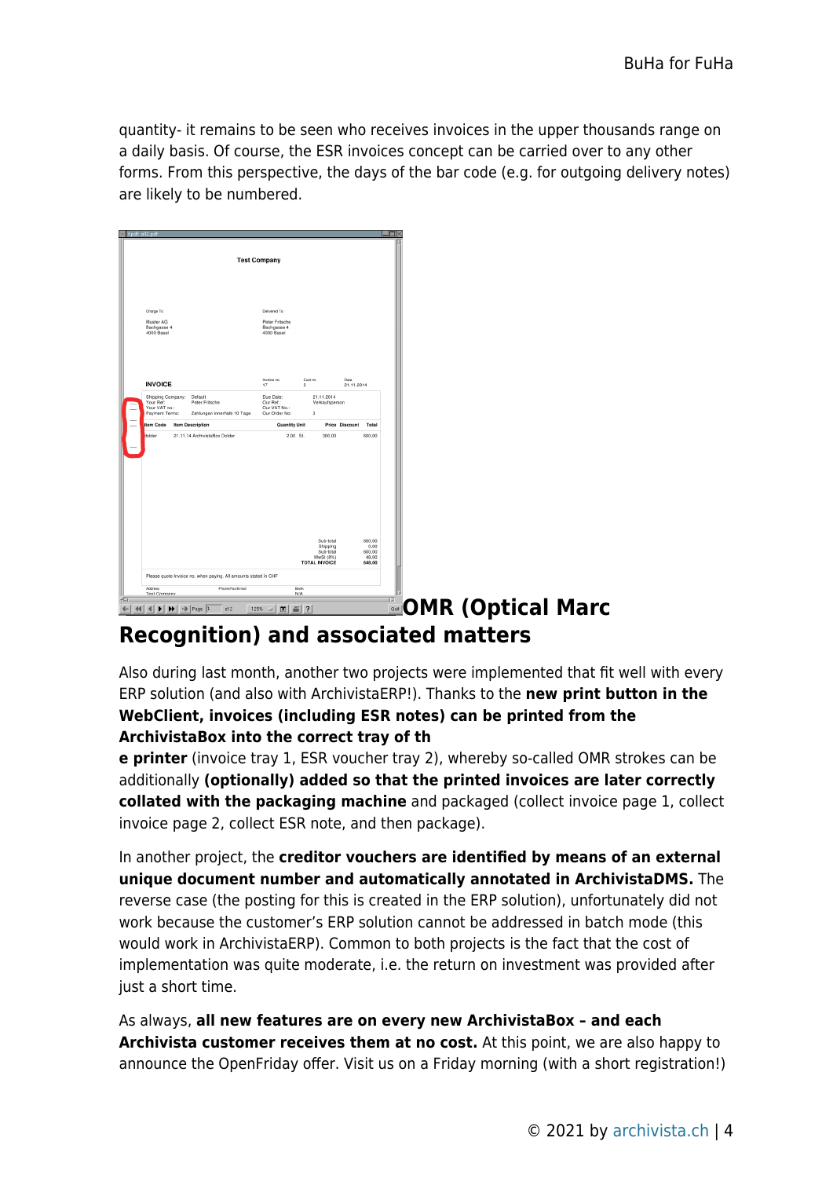quantity- it remains to be seen who receives invoices in the upper thousands range on a daily basis. Of course, the ESR invoices concept can be carried over to any other forms. From this perspective, the days of the bar code (e.g. for outgoing delivery notes) are likely to be numbered.

## OMR (Optical Marc Recognition) and associated matters

Also during last month, another two projects were implemented that fit well with every ERP solution (and also with ArchivistaERP!). Thanks to the **new print button in the WebClient, invoices (including ESR notes) can be printed from the ArchivistaBox into the correct tray of the printer** (invoice tray 1, ESR voucher tray 2), whereby so-called OMR strokes can be additionally **(optionally) added so that the printed invoices are later correctly collated with the packaging machine** and packaged (collect invoice page 1, collect invoice page 2, collect ESR note, and then package).

In another project, the **creditor vouchers are identified by means of an external unique document number and automatically annotated in ArchivistaDMS.** The reverse case (the posting for this is created in the ERP solution), unfortunately did not work because the customer's ERP solution cannot be addressed in batch mode (this would work in ArchivistaERP). Common to both projects is the fact that the cost of implementation was quite moderate, i.e. the return on investment was provided after just a short time.

As always, **all new features are on every new ArchivistaBox – and each Archivista customer receives them at no cost.** At this point, we are also happy to announce the OpenFriday offer. Visit us on a Friday morning (with a short registration!)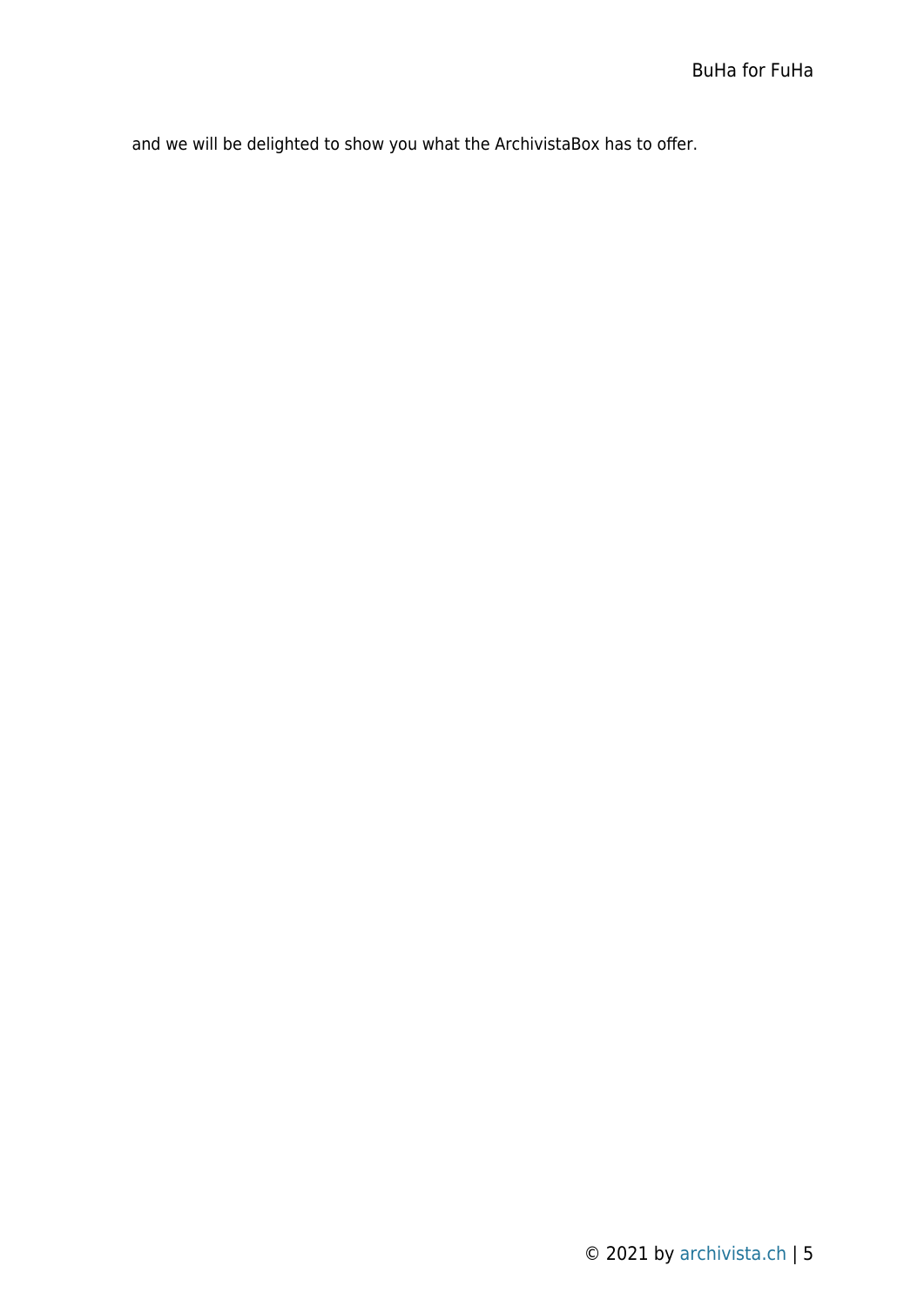and we will be delighted to show you what the ArchivistaBox has to offer.